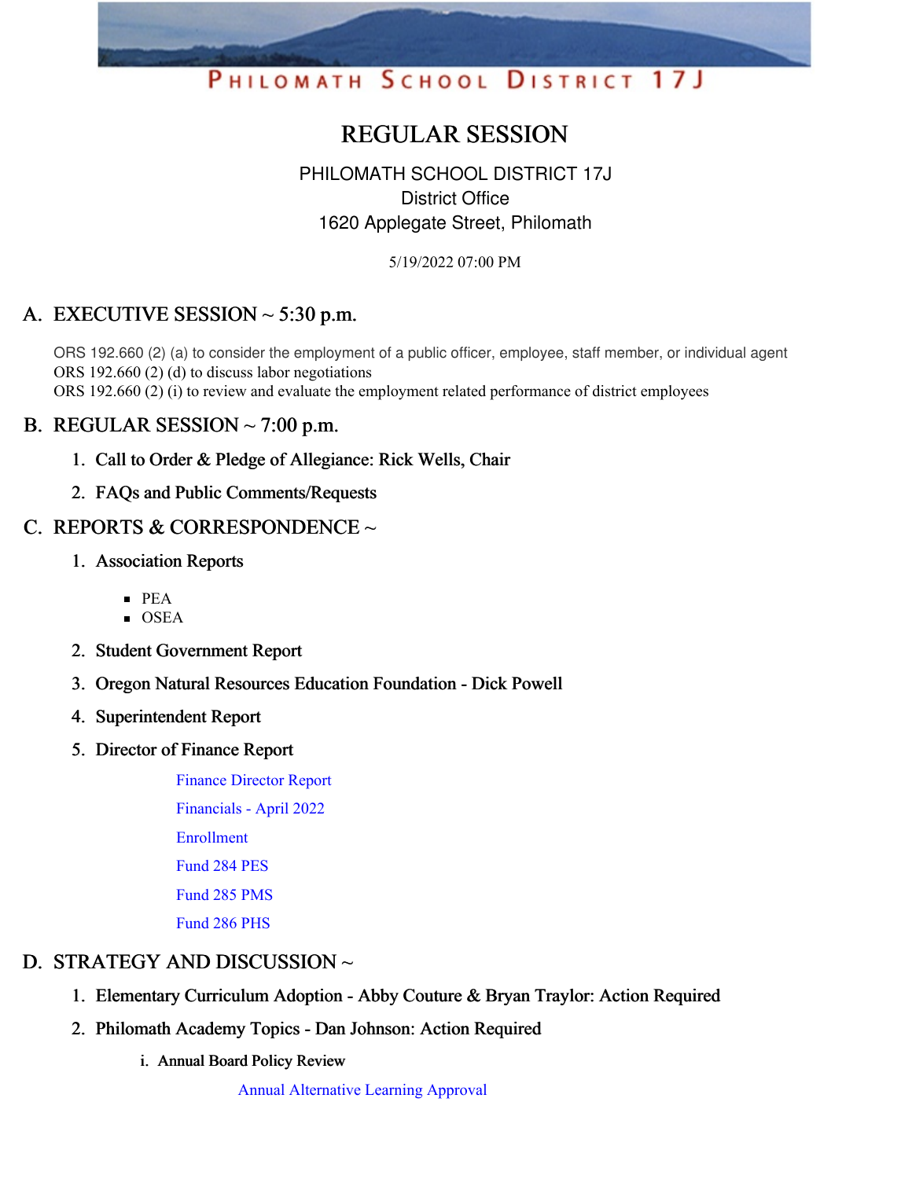# PHILOMATH SCHOOL DISTRICT 17J

## REGULAR SESSION

PHILOMATH SCHOOL DISTRICT 17J
District Office
1620 Applegate Street, Philomath

5/19/2022 07:00 PM

## A. EXECUTIVE SESSION ~ 5:30 p.m.

ORS 192.660 (2) (a) to consider the employment of a public officer, employee, staff member, or individual agent
ORS 192.660 (2) (d) to discuss labor negotiations
ORS 192.660 (2) (i) to review and evaluate the employment related performance of district employees

## B. REGULAR SESSION ~ 7:00 p.m.

1. **Call to Order & Pledge of Allegiance: Rick Wells, Chair**
2. **FAQs and Public Comments/Requests**

## C. REPORTS & CORRESPONDENCE ~

1. **Association Reports**
   - PEA
   - OSEA
2. **Student Government Report**
3. **Oregon Natural Resources Education Foundation - Dick Powell**
4. **Superintendent Report**
5. **Director of Finance Report**

   Finance Director Report

   Financials - April 2022

   Enrollment

   Fund 284 PES

   Fund 285 PMS

   Fund 286 PHS

## D. STRATEGY AND DISCUSSION ~

1. **Elementary Curriculum Adoption - Abby Couture & Bryan Traylor: Action Required**
2. **Philomath Academy Topics - Dan Johnson: Action Required**
   i. **Annual Board Policy Review**

      Annual Alternative Learning Approval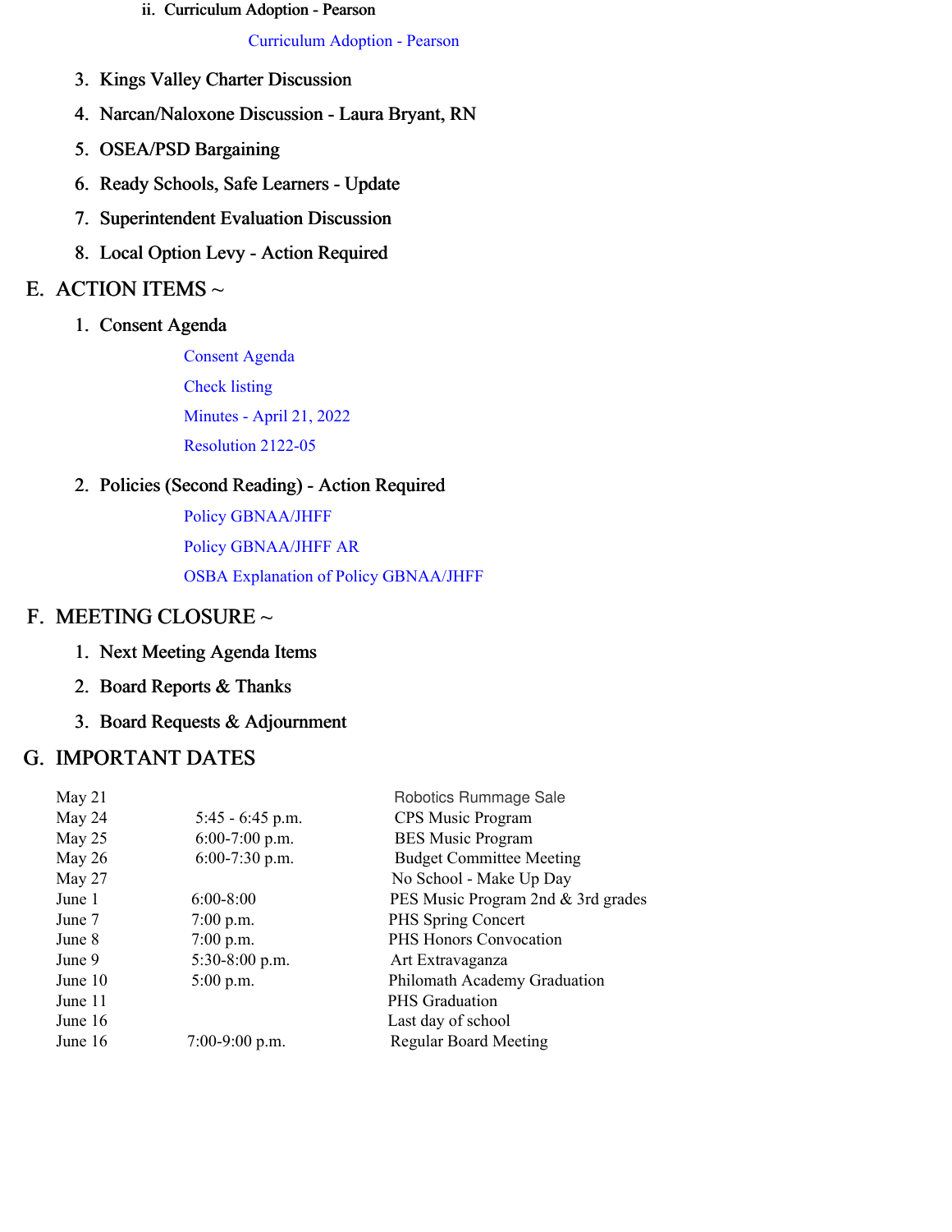ii. **Curriculum Adoption - Pearson**

Curriculum Adoption - Pearson

3. **Kings Valley Charter Discussion**
4. **Narcan/Naloxone Discussion - Laura Bryant, RN**
5. **OSEA/PSD Bargaining**
6. **Ready Schools, Safe Learners - Update**
7. **Superintendent Evaluation Discussion**
8. **Local Option Levy - Action Required**

## E. ACTION ITEMS ~

1. **Consent Agenda**

   Consent Agenda

   Check listing

   Minutes - April 21, 2022

   Resolution 2122-05

2. **Policies (Second Reading) - Action Required**

   Policy GBNAA/JHFF

   Policy GBNAA/JHFF AR

   OSBA Explanation of Policy GBNAA/JHFF

## F. MEETING CLOSURE ~

1. **Next Meeting Agenda Items**
2. **Board Reports & Thanks**
3. **Board Requests & Adjournment**

## G. IMPORTANT DATES

| | | |
|---|---|---|
| May 21 | | Robotics Rummage Sale |
| May 24 | 5:45 - 6:45 p.m. | CPS Music Program |
| May 25 | 6:00-7:00 p.m. | BES Music Program |
| May 26 | 6:00-7:30 p.m. | Budget Committee Meeting |
| May 27 | | No School - Make Up Day |
| June 1 | 6:00-8:00 | PES Music Program 2nd & 3rd grades |
| June 7 | 7:00 p.m. | PHS Spring Concert |
| June 8 | 7:00 p.m. | PHS Honors Convocation |
| June 9 | 5:30-8:00 p.m. | Art Extravaganza |
| June 10 | 5:00 p.m. | Philomath Academy Graduation |
| June 11 | | PHS Graduation |
| June 16 | | Last day of school |
| June 16 | 7:00-9:00 p.m. | Regular Board Meeting |